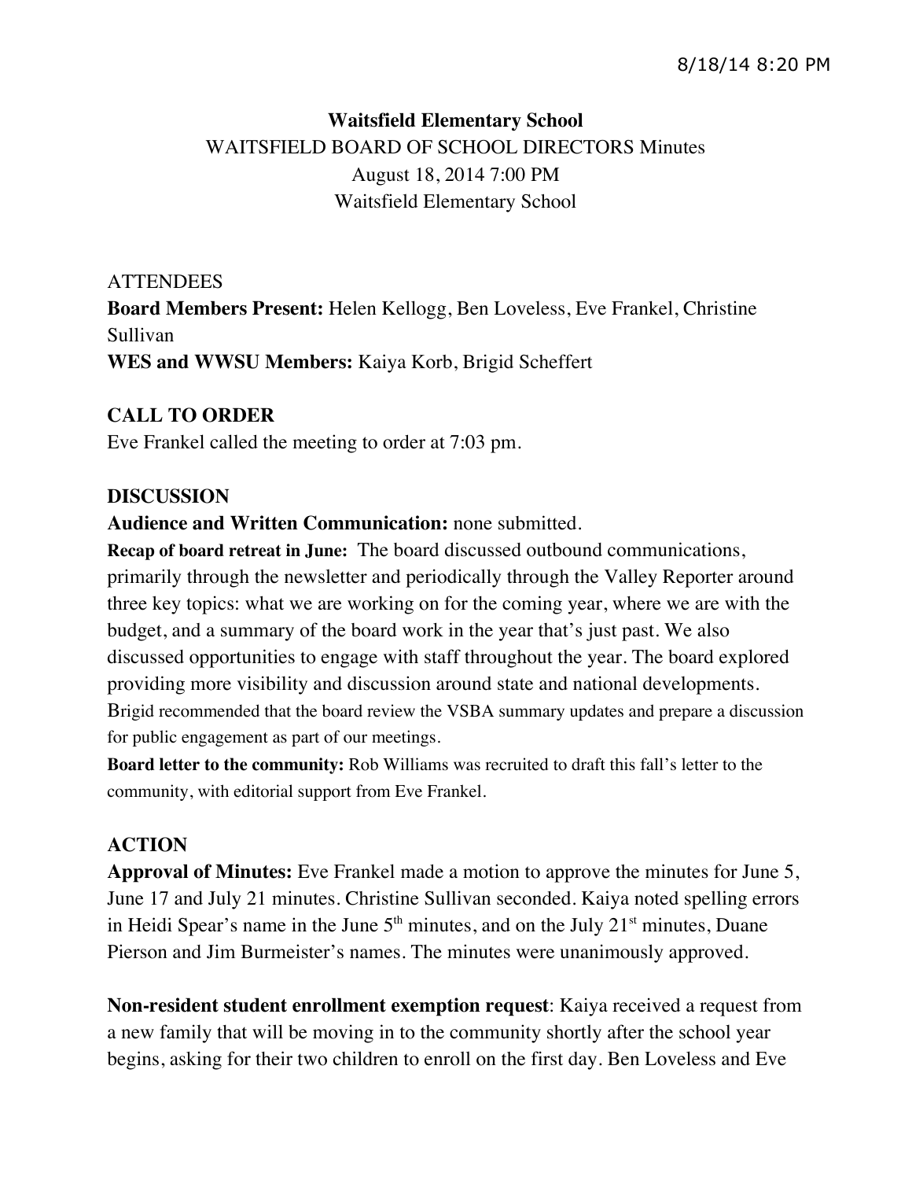# Waitsfield Elementary School

WAITSFIELD BOARD OF SCHOOL DIRECTORS Minutes
August 18, 2014 7:00 PM
Waitsfield Elementary School

ATTENDEES

**Board Members Present:** Helen Kellogg, Ben Loveless, Eve Frankel, Christine Sullivan

**WES and WWSU Members:** Kaiya Korb, Brigid Scheffert

## CALL TO ORDER

Eve Frankel called the meeting to order at 7:03 pm.

## DISCUSSION

**Audience and Written Communication:** none submitted.

**Recap of board retreat in June:** The board discussed outbound communications, primarily through the newsletter and periodically through the Valley Reporter around three key topics: what we are working on for the coming year, where we are with the budget, and a summary of the board work in the year that's just past. We also discussed opportunities to engage with staff throughout the year. The board explored providing more visibility and discussion around state and national developments. Brigid recommended that the board review the VSBA summary updates and prepare a discussion for public engagement as part of our meetings.

**Board letter to the community:** Rob Williams was recruited to draft this fall's letter to the community, with editorial support from Eve Frankel.

## ACTION

**Approval of Minutes:** Eve Frankel made a motion to approve the minutes for June 5, June 17 and July 21 minutes. Christine Sullivan seconded. Kaiya noted spelling errors in Heidi Spear's name in the June 5th minutes, and on the July 21st minutes, Duane Pierson and Jim Burmeister's names. The minutes were unanimously approved.

**Non-resident student enrollment exemption request**: Kaiya received a request from a new family that will be moving in to the community shortly after the school year begins, asking for their two children to enroll on the first day. Ben Loveless and Eve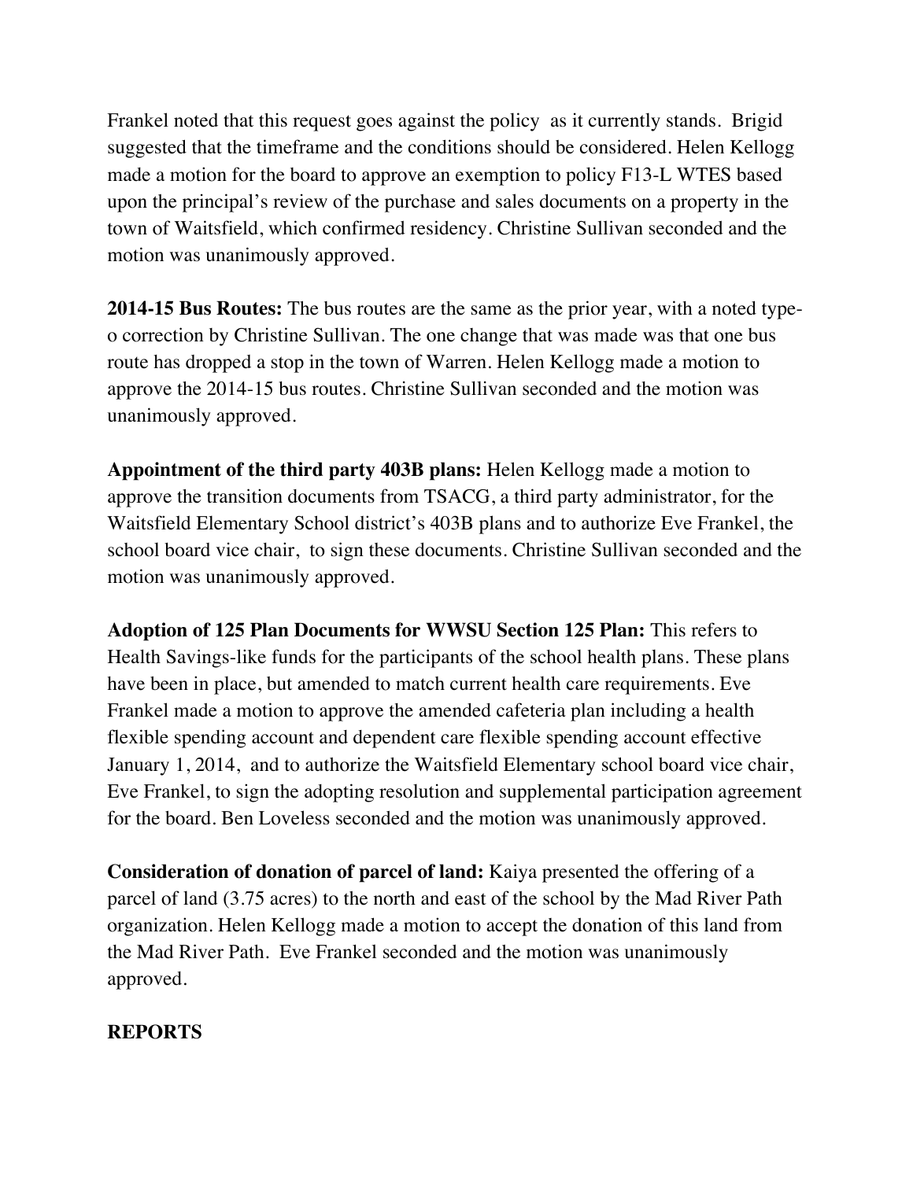Frankel noted that this request goes against the policy as it currently stands. Brigid suggested that the timeframe and the conditions should be considered. Helen Kellogg made a motion for the board to approve an exemption to policy F13-L WTES based upon the principal's review of the purchase and sales documents on a property in the town of Waitsfield, which confirmed residency. Christine Sullivan seconded and the motion was unanimously approved.

**2014-15 Bus Routes:** The bus routes are the same as the prior year, with a noted type-o correction by Christine Sullivan. The one change that was made was that one bus route has dropped a stop in the town of Warren. Helen Kellogg made a motion to approve the 2014-15 bus routes. Christine Sullivan seconded and the motion was unanimously approved.

**Appointment of the third party 403B plans:** Helen Kellogg made a motion to approve the transition documents from TSACG, a third party administrator, for the Waitsfield Elementary School district's 403B plans and to authorize Eve Frankel, the school board vice chair, to sign these documents. Christine Sullivan seconded and the motion was unanimously approved.

**Adoption of 125 Plan Documents for WWSU Section 125 Plan:** This refers to Health Savings-like funds for the participants of the school health plans. These plans have been in place, but amended to match current health care requirements. Eve Frankel made a motion to approve the amended cafeteria plan including a health flexible spending account and dependent care flexible spending account effective January 1, 2014, and to authorize the Waitsfield Elementary school board vice chair, Eve Frankel, to sign the adopting resolution and supplemental participation agreement for the board. Ben Loveless seconded and the motion was unanimously approved.

**Consideration of donation of parcel of land:** Kaiya presented the offering of a parcel of land (3.75 acres) to the north and east of the school by the Mad River Path organization. Helen Kellogg made a motion to accept the donation of this land from the Mad River Path. Eve Frankel seconded and the motion was unanimously approved.

**REPORTS**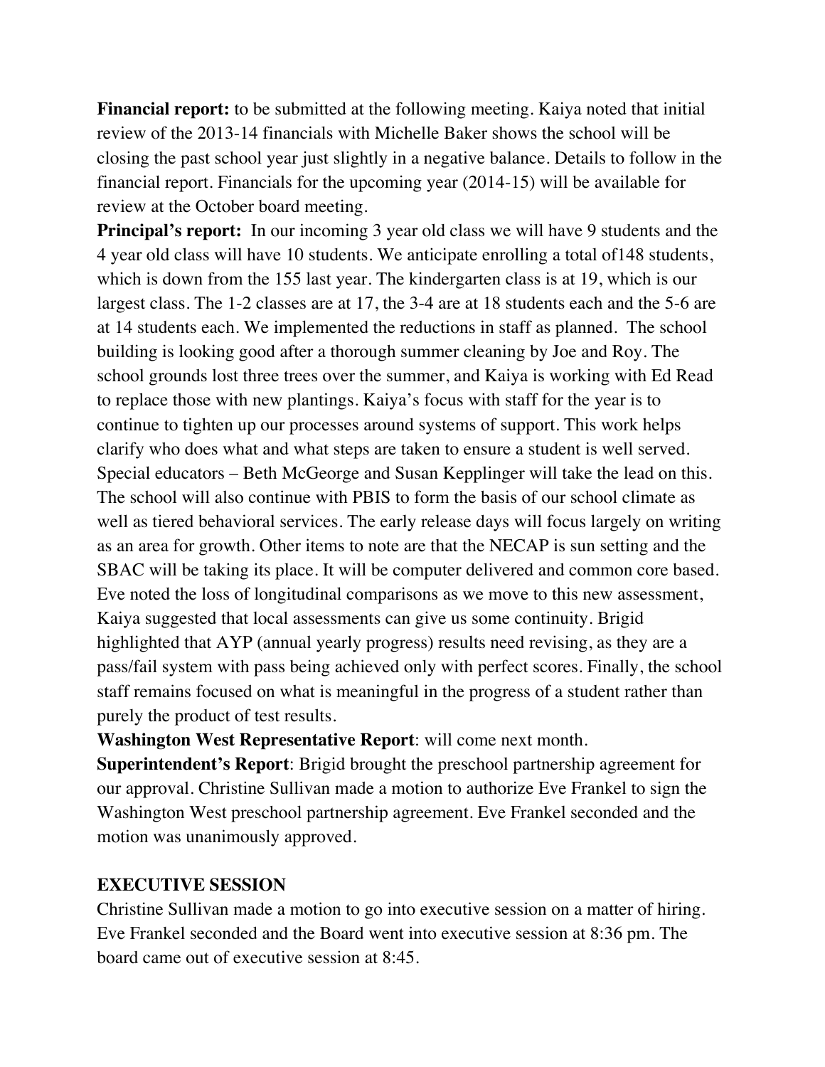**Financial report:** to be submitted at the following meeting. Kaiya noted that initial review of the 2013-14 financials with Michelle Baker shows the school will be closing the past school year just slightly in a negative balance. Details to follow in the financial report. Financials for the upcoming year (2014-15) will be available for review at the October board meeting.

**Principal's report:** In our incoming 3 year old class we will have 9 students and the 4 year old class will have 10 students. We anticipate enrolling a total of148 students, which is down from the 155 last year. The kindergarten class is at 19, which is our largest class. The 1-2 classes are at 17, the 3-4 are at 18 students each and the 5-6 are at 14 students each. We implemented the reductions in staff as planned. The school building is looking good after a thorough summer cleaning by Joe and Roy. The school grounds lost three trees over the summer, and Kaiya is working with Ed Read to replace those with new plantings. Kaiya's focus with staff for the year is to continue to tighten up our processes around systems of support. This work helps clarify who does what and what steps are taken to ensure a student is well served. Special educators – Beth McGeorge and Susan Kepplinger will take the lead on this. The school will also continue with PBIS to form the basis of our school climate as well as tiered behavioral services. The early release days will focus largely on writing as an area for growth. Other items to note are that the NECAP is sun setting and the SBAC will be taking its place. It will be computer delivered and common core based. Eve noted the loss of longitudinal comparisons as we move to this new assessment, Kaiya suggested that local assessments can give us some continuity. Brigid highlighted that AYP (annual yearly progress) results need revising, as they are a pass/fail system with pass being achieved only with perfect scores. Finally, the school staff remains focused on what is meaningful in the progress of a student rather than purely the product of test results.

**Washington West Representative Report**: will come next month.

**Superintendent's Report**: Brigid brought the preschool partnership agreement for our approval. Christine Sullivan made a motion to authorize Eve Frankel to sign the Washington West preschool partnership agreement. Eve Frankel seconded and the motion was unanimously approved.

**EXECUTIVE SESSION**

Christine Sullivan made a motion to go into executive session on a matter of hiring. Eve Frankel seconded and the Board went into executive session at 8:36 pm. The board came out of executive session at 8:45.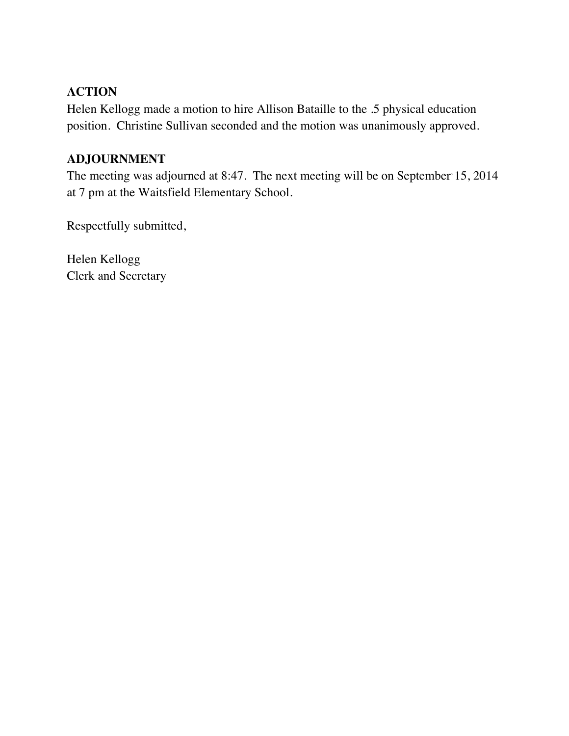**ACTION**
Helen Kellogg made a motion to hire Allison Bataille to the .5 physical education position. Christine Sullivan seconded and the motion was unanimously approved.

**ADJOURNMENT**
The meeting was adjourned at 8:47. The next meeting will be on September 15, 2014 at 7 pm at the Waitsfield Elementary School.

Respectfully submitted,

Helen Kellogg
Clerk and Secretary